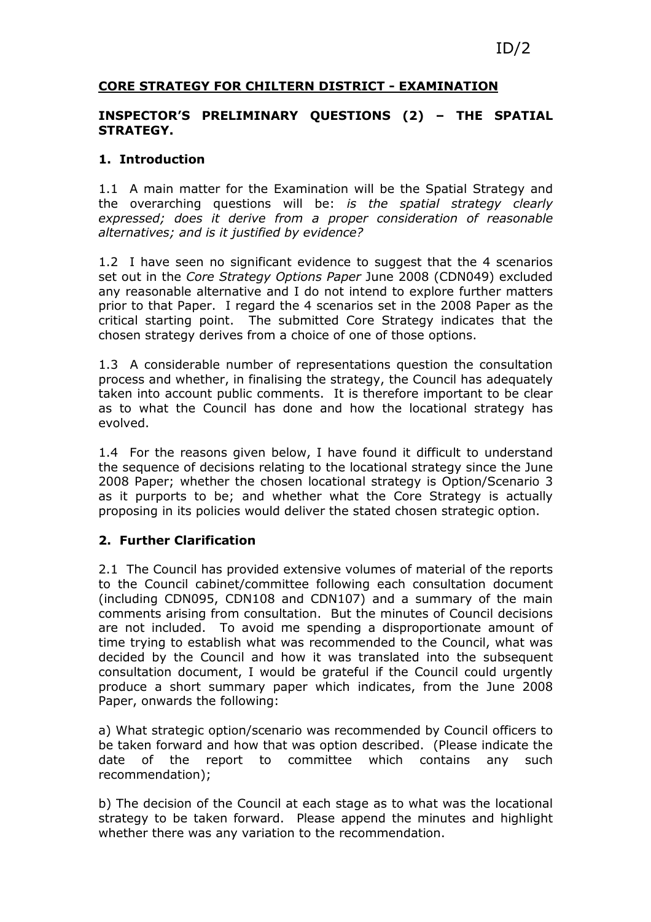ID/2

## CORE STRATEGY FOR CHILTERN DISTRICT - EXAMINATION

### INSPECTOR'S PRELIMINARY QUESTIONS (2) – THE SPATIAL STRATEGY.

### 1. Introduction

1.1 A main matter for the Examination will be the Spatial Strategy and the overarching questions will be: *is the spatial strategy clearly expressed; does it derive from a proper consideration of reasonable alternatives; and is it justified by evidence?*

1.2 I have seen no significant evidence to suggest that the 4 scenarios set out in the *Core Strategy Options Paper* June 2008 (CDN049) excluded any reasonable alternative and I do not intend to explore further matters prior to that Paper. I regard the 4 scenarios set in the 2008 Paper as the critical starting point. The submitted Core Strategy indicates that the chosen strategy derives from a choice of one of those options.

1.3 A considerable number of representations question the consultation process and whether, in finalising the strategy, the Council has adequately taken into account public comments. It is therefore important to be clear as to what the Council has done and how the locational strategy has evolved.

1.4 For the reasons given below, I have found it difficult to understand the sequence of decisions relating to the locational strategy since the June 2008 Paper; whether the chosen locational strategy is Option/Scenario 3 as it purports to be; and whether what the Core Strategy is actually proposing in its policies would deliver the stated chosen strategic option.

### 2. Further Clarification

2.1 The Council has provided extensive volumes of material of the reports to the Council cabinet/committee following each consultation document (including CDN095, CDN108 and CDN107) and a summary of the main comments arising from consultation. But the minutes of Council decisions are not included. To avoid me spending a disproportionate amount of time trying to establish what was recommended to the Council, what was decided by the Council and how it was translated into the subsequent consultation document, I would be grateful if the Council could urgently produce a short summary paper which indicates, from the June 2008 Paper, onwards the following:

a) What strategic option/scenario was recommended by Council officers to be taken forward and how that was option described. (Please indicate the date of the report to committee which contains any such recommendation);

b) The decision of the Council at each stage as to what was the locational strategy to be taken forward. Please append the minutes and highlight whether there was any variation to the recommendation.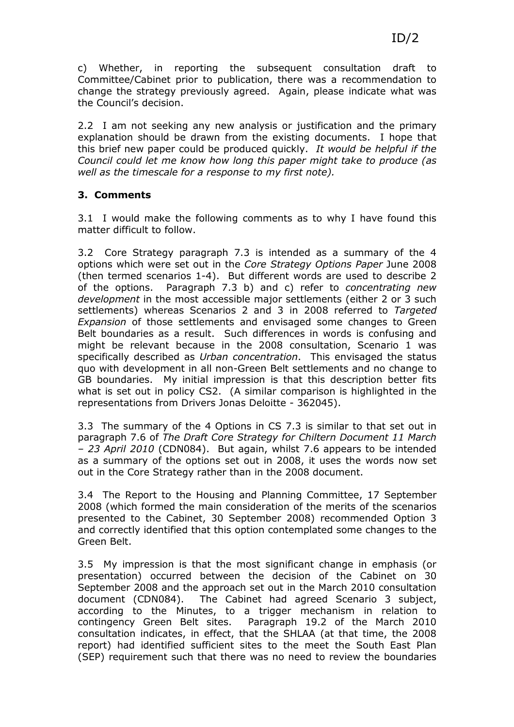c) Whether, in reporting the subsequent consultation draft to Committee/Cabinet prior to publication, there was a recommendation to change the strategy previously agreed. Again, please indicate what was the Council's decision.

2.2 I am not seeking any new analysis or justification and the primary explanation should be drawn from the existing documents. I hope that this brief new paper could be produced quickly. *It would be helpful if the Council could let me know how long this paper might take to produce (as well as the timescale for a response to my first note).*

### 3. Comments

3.1 I would make the following comments as to why I have found this matter difficult to follow.

3.2 Core Strategy paragraph 7.3 is intended as a summary of the 4 options which were set out in the *Core Strategy Options Paper* June 2008 (then termed scenarios 1-4). But different words are used to describe 2 of the options. Paragraph 7.3 b) and c) refer to *concentrating new development* in the most accessible major settlements (either 2 or 3 such settlements) whereas Scenarios 2 and 3 in 2008 referred to *Targeted Expansion* of those settlements and envisaged some changes to Green Belt boundaries as a result. Such differences in words is confusing and might be relevant because in the 2008 consultation, Scenario 1 was specifically described as *Urban concentration*. This envisaged the status quo with development in all non-Green Belt settlements and no change to GB boundaries. My initial impression is that this description better fits what is set out in policy CS2. (A similar comparison is highlighted in the representations from Drivers Jonas Deloitte - 362045).

3.3 The summary of the 4 Options in CS 7.3 is similar to that set out in paragraph 7.6 of *The Draft Core Strategy for Chiltern Document 11 March – 23 April 2010* (CDN084). But again, whilst 7.6 appears to be intended as a summary of the options set out in 2008, it uses the words now set out in the Core Strategy rather than in the 2008 document.

3.4 The Report to the Housing and Planning Committee, 17 September 2008 (which formed the main consideration of the merits of the scenarios presented to the Cabinet, 30 September 2008) recommended Option 3 and correctly identified that this option contemplated some changes to the Green Belt.

3.5 My impression is that the most significant change in emphasis (or presentation) occurred between the decision of the Cabinet on 30 September 2008 and the approach set out in the March 2010 consultation document (CDN084). The Cabinet had agreed Scenario 3 subject, according to the Minutes, to a trigger mechanism in relation to contingency Green Belt sites. Paragraph 19.2 of the March 2010 consultation indicates, in effect, that the SHLAA (at that time, the 2008 report) had identified sufficient sites to the meet the South East Plan (SEP) requirement such that there was no need to review the boundaries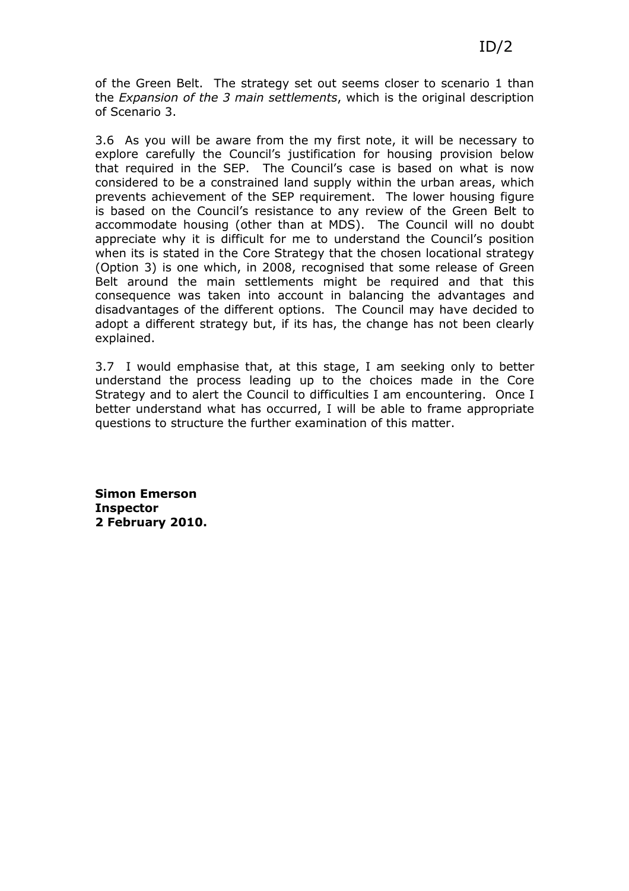of the Green Belt. The strategy set out seems closer to scenario 1 than the *Expansion of the 3 main settlements*, which is the original description of Scenario 3.

3.6 As you will be aware from the my first note, it will be necessary to explore carefully the Council's justification for housing provision below that required in the SEP. The Council's case is based on what is now considered to be a constrained land supply within the urban areas, which prevents achievement of the SEP requirement. The lower housing figure is based on the Council's resistance to any review of the Green Belt to accommodate housing (other than at MDS). The Council will no doubt appreciate why it is difficult for me to understand the Council's position when its is stated in the Core Strategy that the chosen locational strategy (Option 3) is one which, in 2008, recognised that some release of Green Belt around the main settlements might be required and that this consequence was taken into account in balancing the advantages and disadvantages of the different options. The Council may have decided to adopt a different strategy but, if its has, the change has not been clearly explained.

3.7 I would emphasise that, at this stage, I am seeking only to better understand the process leading up to the choices made in the Core Strategy and to alert the Council to difficulties I am encountering. Once I better understand what has occurred, I will be able to frame appropriate questions to structure the further examination of this matter.

**Simon Emerson**
**Inspector**
**2 February 2010.**